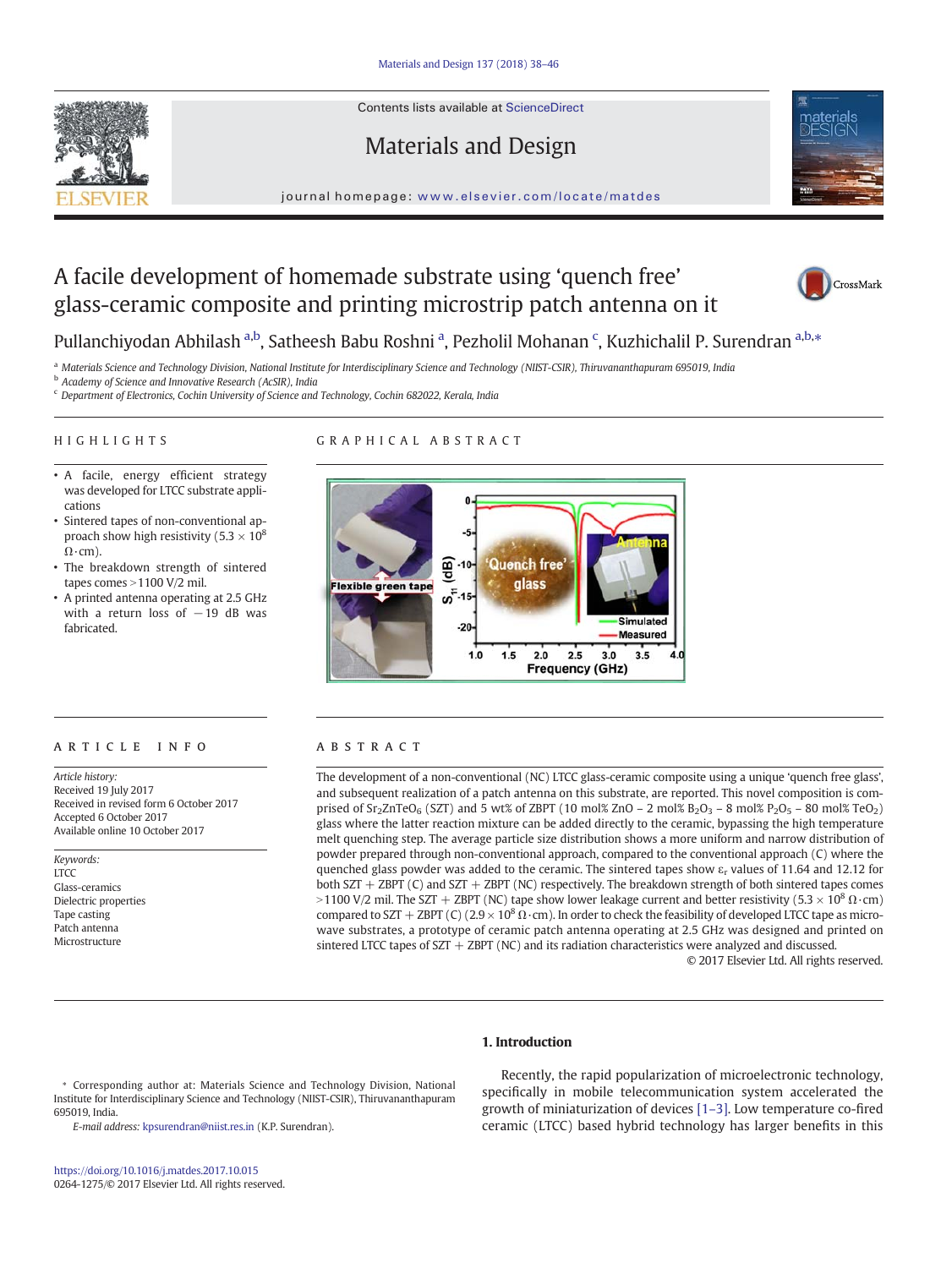# A facile development of homemade substrate using 'quench free' glass-ceramic composite and printing microstrip patch antenna on it

Pullanchiyodan Abhilash [a,b], Satheesh Babu Roshni [a], Pezholil Mohanan [c], Kuzhichalil P. Surendran [a,b,*]

[a] Materials Science and Technology Division, National Institute for Interdisciplinary Science and Technology (NIIST-CSIR), Thiruvananthapuram 695019, India
[b] Academy of Science and Innovative Research (AcSIR), India
[c] Department of Electronics, Cochin University of Science and Technology, Cochin 682022, Kerala, India

## HIGHLIGHTS

- A facile, energy efficient strategy was developed for LTCC substrate applications
- Sintered tapes of non-conventional approach show high resistivity ($5.3 \times 10^8$ $\Omega \cdot$cm).
- The breakdown strength of sintered tapes comes >1100 V/2 mil.
- A printed antenna operating at 2.5 GHz with a return loss of −19 dB was fabricated.

## GRAPHICAL ABSTRACT

## ARTICLE INFO

*Article history:*
Received 19 July 2017
Received in revised form 6 October 2017
Accepted 6 October 2017
Available online 10 October 2017

*Keywords:*
LTCC
Glass-ceramics
Dielectric properties
Tape casting
Patch antenna
Microstructure

## ABSTRACT

The development of a non-conventional (NC) LTCC glass-ceramic composite using a unique 'quench free glass', and subsequent realization of a patch antenna on this substrate, are reported. This novel composition is comprised of $Sr_2ZnTeO_6$ (SZT) and 5 wt% of ZBPT (10 mol% ZnO – 2 mol% $B_2O_3$ – 8 mol% $P_2O_5$ – 80 mol% $TeO_2$) glass where the latter reaction mixture can be added directly to the ceramic, bypassing the high temperature melt quenching step. The average particle size distribution shows a more uniform and narrow distribution of powder prepared through non-conventional approach, compared to the conventional approach (C) where the quenched glass powder was added to the ceramic. The sintered tapes show $\varepsilon_r$ values of 11.64 and 12.12 for both SZT + ZBPT (C) and SZT + ZBPT (NC) respectively. The breakdown strength of both sintered tapes comes >1100 V/2 mil. The SZT + ZBPT (NC) tape show lower leakage current and better resistivity ($5.3 \times 10^8$ $\Omega \cdot$cm) compared to SZT + ZBPT (C) ($2.9 \times 10^8$ $\Omega \cdot$cm). In order to check the feasibility of developed LTCC tape as microwave substrates, a prototype of ceramic patch antenna operating at 2.5 GHz was designed and printed on sintered LTCC tapes of SZT + ZBPT (NC) and its radiation characteristics were analyzed and discussed.

© 2017 Elsevier Ltd. All rights reserved.

## 1. Introduction

Recently, the rapid popularization of microelectronic technology, specifically in mobile telecommunication system accelerated the growth of miniaturization of devices [1–3]. Low temperature co-fired ceramic (LTCC) based hybrid technology has larger benefits in this

* Corresponding author at: Materials Science and Technology Division, National Institute for Interdisciplinary Science and Technology (NIIST-CSIR), Thiruvananthapuram 695019, India.
*E-mail address:* kpsurendran@niist.res.in (K.P. Surendran).

https://doi.org/10.1016/j.matdes.2017.10.015
0264-1275/© 2017 Elsevier Ltd. All rights reserved.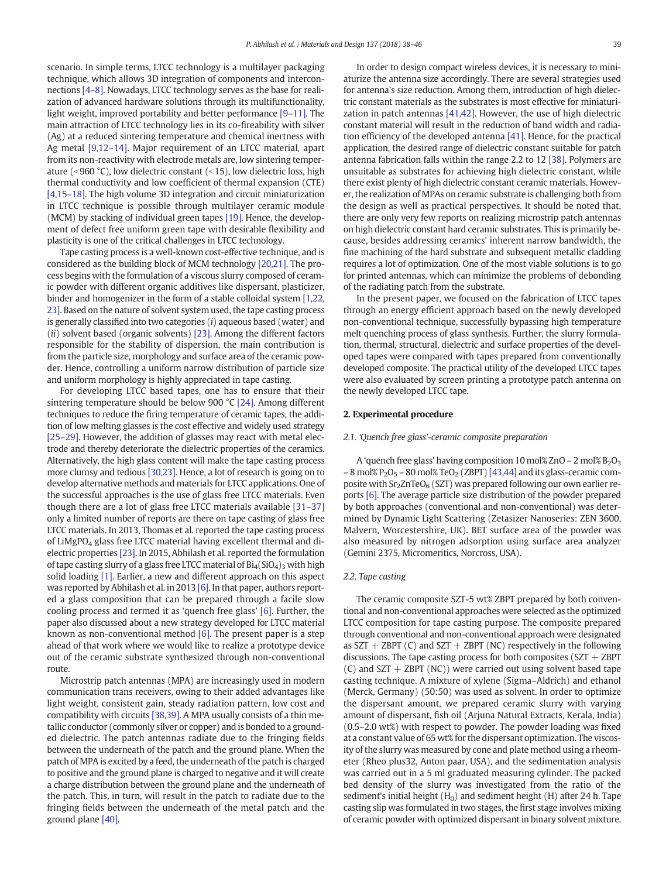scenario. In simple terms, LTCC technology is a multilayer packaging technique, which allows 3D integration of components and interconnections [4–8]. Nowadays, LTCC technology serves as the base for realization of advanced hardware solutions through its multifunctionality, light weight, improved portability and better performance [9–11]. The main attraction of LTCC technology lies in its co-fireability with silver (Ag) at a reduced sintering temperature and chemical inertness with Ag metal [9,12–14]. Major requirement of an LTCC material, apart from its non-reactivity with electrode metals are, low sintering temperature (<960 °C), low dielectric constant (<15), low dielectric loss, high thermal conductivity and low coefficient of thermal expansion (CTE) [4,15–18]. The high volume 3D integration and circuit miniaturization in LTCC technique is possible through multilayer ceramic module (MCM) by stacking of individual green tapes [19]. Hence, the development of defect free uniform green tape with desirable flexibility and plasticity is one of the critical challenges in LTCC technology.

Tape casting process is a well-known cost-effective technique, and is considered as the building block of MCM technology [20,21]. The process begins with the formulation of a viscous slurry composed of ceramic powder with different organic additives like dispersant, plasticizer, binder and homogenizer in the form of a stable colloidal system [1,22, 23]. Based on the nature of solvent system used, the tape casting process is generally classified into two categories (*i*) aqueous based (water) and (*ii*) solvent based (organic solvents) [23]. Among the different factors responsible for the stability of dispersion, the main contribution is from the particle size, morphology and surface area of the ceramic powder. Hence, controlling a uniform narrow distribution of particle size and uniform morphology is highly appreciated in tape casting.

For developing LTCC based tapes, one has to ensure that their sintering temperature should be below 900 °C [24]. Among different techniques to reduce the firing temperature of ceramic tapes, the addition of low melting glasses is the cost effective and widely used strategy [25–29]. However, the addition of glasses may react with metal electrode and thereby deteriorate the dielectric properties of the ceramics. Alternatively, the high glass content will make the tape casting process more clumsy and tedious [30,23]. Hence, a lot of research is going on to develop alternative methods and materials for LTCC applications. One of the successful approaches is the use of glass free LTCC materials. Even though there are a lot of glass free LTCC materials available [31–37] only a limited number of reports are there on tape casting of glass free LTCC materials. In 2013, Thomas et al. reported the tape casting process of $LiMgPO_4$ glass free LTCC material having excellent thermal and dielectric properties [23]. In 2015, Abhilash et al. reported the formulation of tape casting slurry of a glass free LTCC material of $Bi_4(SiO_4)_3$ with high solid loading [1]. Earlier, a new and different approach on this aspect was reported by Abhilash et al. in 2013 [6]. In that paper, authors reported a glass composition that can be prepared through a facile slow cooling process and termed it as 'quench free glass' [6]. Further, the paper also discussed about a new strategy developed for LTCC material known as non-conventional method [6]. The present paper is a step ahead of that work where we would like to realize a prototype device out of the ceramic substrate synthesized through non-conventional route.

Microstrip patch antennas (MPA) are increasingly used in modern communication trans receivers, owing to their added advantages like light weight, consistent gain, steady radiation pattern, low cost and compatibility with circuits [38,39]. A MPA usually consists of a thin metallic conductor (commonly silver or copper) and is bonded to a grounded dielectric. The patch antennas radiate due to the fringing fields between the underneath of the patch and the ground plane. When the patch of MPA is excited by a feed, the underneath of the patch is charged to positive and the ground plane is charged to negative and it will create a charge distribution between the ground plane and the underneath of the patch. This, in turn, will result in the patch to radiate due to the fringing fields between the underneath of the metal patch and the ground plane [40].

In order to design compact wireless devices, it is necessary to miniaturize the antenna size accordingly. There are several strategies used for antenna's size reduction. Among them, introduction of high dielectric constant materials as the substrates is most effective for miniaturization in patch antennas [41,42]. However, the use of high dielectric constant material will result in the reduction of band width and radiation efficiency of the developed antenna [41]. Hence, for the practical application, the desired range of dielectric constant suitable for patch antenna fabrication falls within the range 2.2 to 12 [38]. Polymers are unsuitable as substrates for achieving high dielectric constant, while there exist plenty of high dielectric constant ceramic materials. However, the realization of MPAs on ceramic substrate is challenging both from the design as well as practical perspectives. It should be noted that, there are only very few reports on realizing microstrip patch antennas on high dielectric constant hard ceramic substrates. This is primarily because, besides addressing ceramics' inherent narrow bandwidth, the fine machining of the hard substrate and subsequent metallic cladding requires a lot of optimization. One of the most viable solutions is to go for printed antennas, which can minimize the problems of debonding of the radiating patch from the substrate.

In the present paper, we focused on the fabrication of LTCC tapes through an energy efficient approach based on the newly developed non-conventional technique, successfully bypassing high temperature melt quenching process of glass synthesis. Further, the slurry formulation, thermal, structural, dielectric and surface properties of the developed tapes were compared with tapes prepared from conventionally developed composite. The practical utility of the developed LTCC tapes were also evaluated by screen printing a prototype patch antenna on the newly developed LTCC tape.

## 2. Experimental procedure

### 2.1. 'Quench free glass'-ceramic composite preparation

A 'quench free glass' having composition 10 mol% ZnO – 2 mol% $B_2O_3$ – 8 mol% $P_2O_5$ – 80 mol% $TeO_2$ (ZBPT) [43,44] and its glass-ceramic composite with $Sr_2ZnTeO_6$ (SZT) was prepared following our own earlier reports [6]. The average particle size distribution of the powder prepared by both approaches (conventional and non-conventional) was determined by Dynamic Light Scattering (Zetasizer Nanoseries: ZEN 3600, Malvern, Worcestershire, UK). BET surface area of the powder was also measured by nitrogen adsorption using surface area analyzer (Gemini 2375, Micromeritics, Norcross, USA).

### 2.2. Tape casting

The ceramic composite SZT-5 wt% ZBPT prepared by both conventional and non-conventional approaches were selected as the optimized LTCC composition for tape casting purpose. The composite prepared through conventional and non-conventional approach were designated as SZT + ZBPT (C) and SZT + ZBPT (NC) respectively in the following discussions. The tape casting process for both composites (SZT + ZBPT (C) and SZT + ZBPT (NC)) were carried out using solvent based tape casting technique. A mixture of xylene (Sigma–Aldrich) and ethanol (Merck, Germany) (50:50) was used as solvent. In order to optimize the dispersant amount, we prepared ceramic slurry with varying amount of dispersant, fish oil (Arjuna Natural Extracts, Kerala, India) (0.5–2.0 wt%) with respect to powder. The powder loading was fixed at a constant value of 65 wt% for the dispersant optimization. The viscosity of the slurry was measured by cone and plate method using a rheometer (Rheo plus32, Anton paar, USA), and the sedimentation analysis was carried out in a 5 ml graduated measuring cylinder. The packed bed density of the slurry was investigated from the ratio of the sediment's initial height ($H_0$) and sediment height (H) after 24 h. Tape casting slip was formulated in two stages, the first stage involves mixing of ceramic powder with optimized dispersant in binary solvent mixture.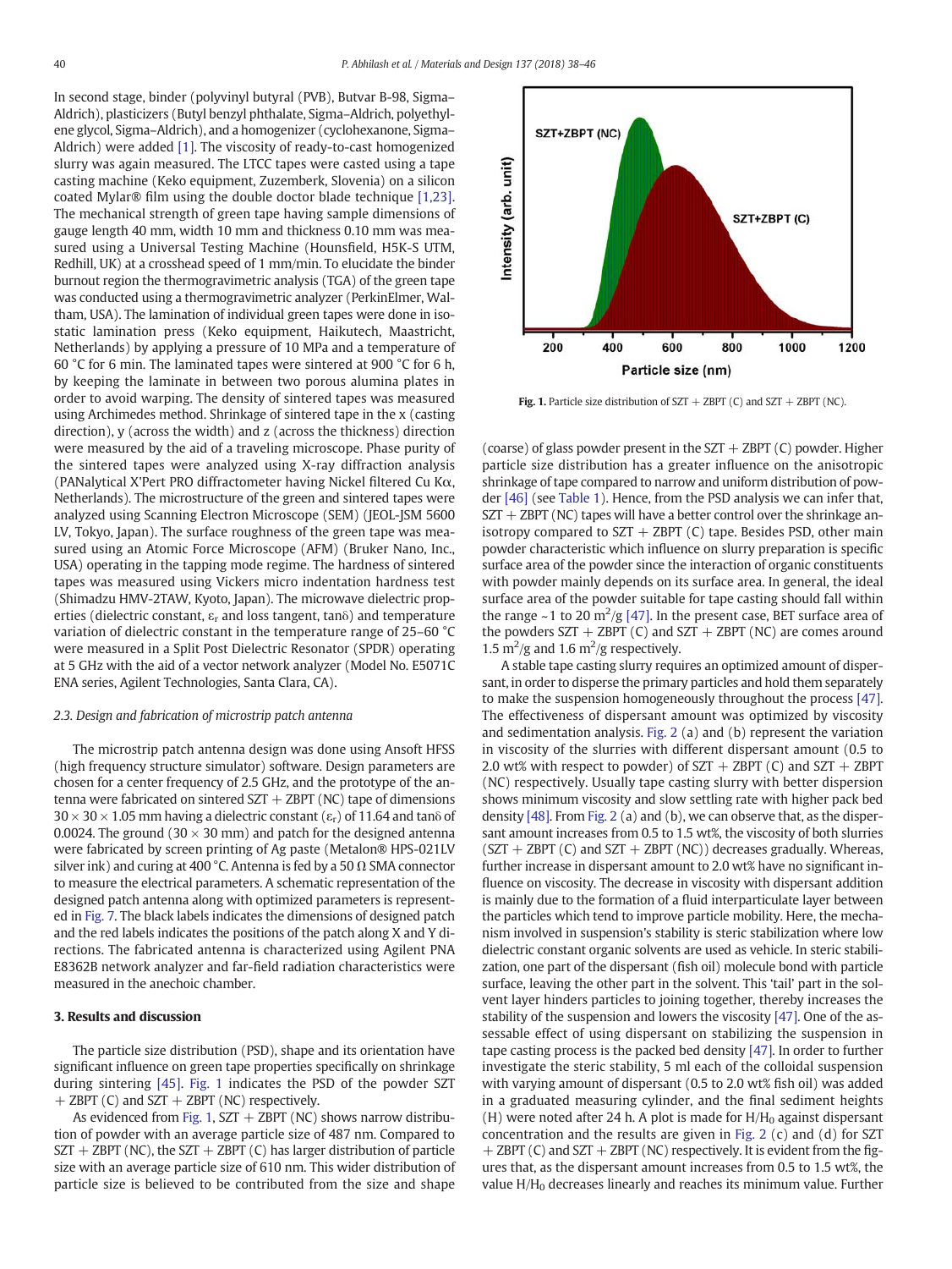In second stage, binder (polyvinyl butyral (PVB), Butvar B-98, Sigma–Aldrich), plasticizers (Butyl benzyl phthalate, Sigma–Aldrich, polyethylene glycol, Sigma–Aldrich), and a homogenizer (cyclohexanone, Sigma–Aldrich) were added [1]. The viscosity of ready-to-cast homogenized slurry was again measured. The LTCC tapes were casted using a tape casting machine (Keko equipment, Zuzemberk, Slovenia) on a silicon coated Mylar® film using the double doctor blade technique [1,23]. The mechanical strength of green tape having sample dimensions of gauge length 40 mm, width 10 mm and thickness 0.10 mm was measured using a Universal Testing Machine (Hounsfield, H5K-S UTM, Redhill, UK) at a crosshead speed of 1 mm/min. To elucidate the binder burnout region the thermogravimetric analysis (TGA) of the green tape was conducted using a thermogravimetric analyzer (PerkinElmer, Waltham, USA). The lamination of individual green tapes were done in isostatic lamination press (Keko equipment, Haikutech, Maastricht, Netherlands) by applying a pressure of 10 MPa and a temperature of 60 °C for 6 min. The laminated tapes were sintered at 900 °C for 6 h, by keeping the laminate in between two porous alumina plates in order to avoid warping. The density of sintered tapes was measured using Archimedes method. Shrinkage of sintered tape in the x (casting direction), y (across the width) and z (across the thickness) direction were measured by the aid of a traveling microscope. Phase purity of the sintered tapes were analyzed using X-ray diffraction analysis (PANalytical X'Pert PRO diffractometer having Nickel filtered Cu Kα, Netherlands). The microstructure of the green and sintered tapes were analyzed using Scanning Electron Microscope (SEM) (JEOL-JSM 5600 LV, Tokyo, Japan). The surface roughness of the green tape was measured using an Atomic Force Microscope (AFM) (Bruker Nano, Inc., USA) operating in the tapping mode regime. The hardness of sintered tapes was measured using Vickers micro indentation hardness test (Shimadzu HMV-2TAW, Kyoto, Japan). The microwave dielectric properties (dielectric constant, $\varepsilon_r$ and loss tangent, tanδ) and temperature variation of dielectric constant in the temperature range of 25–60 °C were measured in a Split Post Dielectric Resonator (SPDR) operating at 5 GHz with the aid of a vector network analyzer (Model No. E5071C ENA series, Agilent Technologies, Santa Clara, CA).

### 2.3. Design and fabrication of microstrip patch antenna

The microstrip patch antenna design was done using Ansoft HFSS (high frequency structure simulator) software. Design parameters are chosen for a center frequency of 2.5 GHz, and the prototype of the antenna were fabricated on sintered SZT + ZBPT (NC) tape of dimensions 30 × 30 × 1.05 mm having a dielectric constant ($\varepsilon_r$) of 11.64 and tanδ of 0.0024. The ground (30 × 30 mm) and patch for the designed antenna were fabricated by screen printing of Ag paste (Metalon® HPS-021LV silver ink) and curing at 400 °C. Antenna is fed by a 50 Ω SMA connector to measure the electrical parameters. A schematic representation of the designed patch antenna along with optimized parameters is represented in Fig. 7. The black labels indicates the dimensions of designed patch and the red labels indicates the positions of the patch along X and Y directions. The fabricated antenna is characterized using Agilent PNA E8362B network analyzer and far-field radiation characteristics were measured in the anechoic chamber.

## 3. Results and discussion

The particle size distribution (PSD), shape and its orientation have significant influence on green tape properties specifically on shrinkage during sintering [45]. Fig. 1 indicates the PSD of the powder SZT + ZBPT (C) and SZT + ZBPT (NC) respectively.

As evidenced from Fig. 1, SZT + ZBPT (NC) shows narrow distribution of powder with an average particle size of 487 nm. Compared to SZT + ZBPT (NC), the SZT + ZBPT (C) has larger distribution of particle size with an average particle size of 610 nm. This wider distribution of particle size is believed to be contributed from the size and shape (coarse) of glass powder present in the SZT + ZBPT (C) powder. Higher particle size distribution has a greater influence on the anisotropic shrinkage of tape compared to narrow and uniform distribution of powder [46] (see Table 1). Hence, from the PSD analysis we can infer that, SZT + ZBPT (NC) tapes will have a better control over the shrinkage anisotropy compared to SZT + ZBPT (C) tape. Besides PSD, other main powder characteristic which influence on slurry preparation is specific surface area of the powder since the interaction of organic constituents with powder mainly depends on its surface area. In general, the ideal surface area of the powder suitable for tape casting should fall within the range ~1 to 20 $m^2/g$ [47]. In the present case, BET surface area of the powders SZT + ZBPT (C) and SZT + ZBPT (NC) are comes around 1.5 $m^2/g$ and 1.6 $m^2/g$ respectively.

Fig. 1. Particle size distribution of SZT + ZBPT (C) and SZT + ZBPT (NC).

A stable tape casting slurry requires an optimized amount of dispersant, in order to disperse the primary particles and hold them separately to make the suspension homogeneously throughout the process [47]. The effectiveness of dispersant amount was optimized by viscosity and sedimentation analysis. Fig. 2 (a) and (b) represent the variation in viscosity of the slurries with different dispersant amount (0.5 to 2.0 wt% with respect to powder) of SZT + ZBPT (C) and SZT + ZBPT (NC) respectively. Usually tape casting slurry with better dispersion shows minimum viscosity and slow settling rate with higher pack bed density [48]. From Fig. 2 (a) and (b), we can observe that, as the dispersant amount increases from 0.5 to 1.5 wt%, the viscosity of both slurries (SZT + ZBPT (C) and SZT + ZBPT (NC)) decreases gradually. Whereas, further increase in dispersant amount to 2.0 wt% have no significant influence on viscosity. The decrease in viscosity with dispersant addition is mainly due to the formation of a fluid interparticulate layer between the particles which tend to improve particle mobility. Here, the mechanism involved in suspension's stability is steric stabilization where low dielectric constant organic solvents are used as vehicle. In steric stabilization, one part of the dispersant (fish oil) molecule bond with particle surface, leaving the other part in the solvent. This 'tail' part in the solvent layer hinders particles to joining together, thereby increases the stability of the suspension and lowers the viscosity [47]. One of the assessable effect of using dispersant on stabilizing the suspension in tape casting process is the packed bed density [47]. In order to further investigate the steric stability, 5 ml each of the colloidal suspension with varying amount of dispersant (0.5 to 2.0 wt% fish oil) was added in a graduated measuring cylinder, and the final sediment heights (H) were noted after 24 h. A plot is made for $H/H_0$ against dispersant concentration and the results are given in Fig. 2 (c) and (d) for SZT + ZBPT (C) and SZT + ZBPT (NC) respectively. It is evident from the figures that, as the dispersant amount increases from 0.5 to 1.5 wt%, the value $H/H_0$ decreases linearly and reaches its minimum value. Further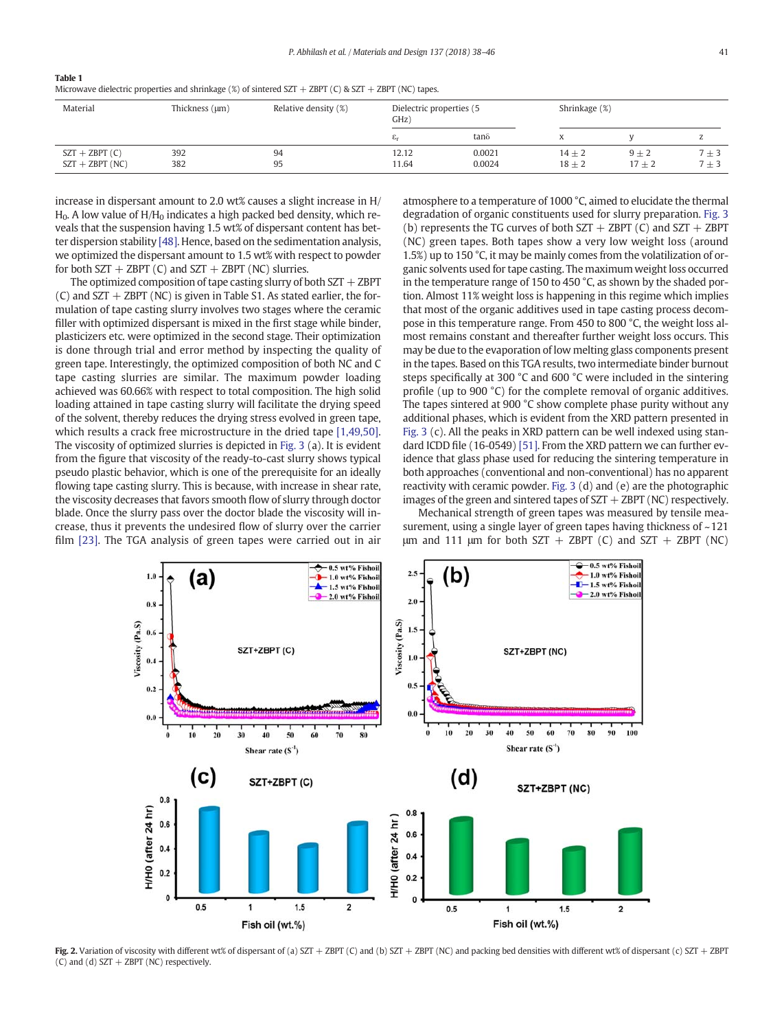**Table 1**
Microwave dielectric properties and shrinkage (%) of sintered SZT + ZBPT (C) & SZT + ZBPT (NC) tapes.

| Material | Thickness (μm) | Relative density (%) | Dielectric properties (5 GHz) | | Shrinkage (%) | | |
|---|---|---|---|---|---|---|---|
| | | | $\varepsilon_r$ | tanδ | x | y | z |
| SZT + ZBPT (C) | 392 | 94 | 12.12 | 0.0021 | 14 ± 2 | 9 ± 2 | 7 ± 3 |
| SZT + ZBPT (NC) | 382 | 95 | 11.64 | 0.0024 | 18 ± 2 | 17 ± 2 | 7 ± 3 |

increase in dispersant amount to 2.0 wt% causes a slight increase in $H/H_0$. A low value of $H/H_0$ indicates a high packed bed density, which reveals that the suspension having 1.5 wt% of dispersant content has better dispersion stability [48]. Hence, based on the sedimentation analysis, we optimized the dispersant amount to 1.5 wt% with respect to powder for both SZT + ZBPT (C) and SZT + ZBPT (NC) slurries.

The optimized composition of tape casting slurry of both SZT + ZBPT (C) and SZT + ZBPT (NC) is given in Table S1. As stated earlier, the formulation of tape casting slurry involves two stages where the ceramic filler with optimized dispersant is mixed in the first stage while binder, plasticizers etc. were optimized in the second stage. Their optimization is done through trial and error method by inspecting the quality of green tape. Interestingly, the optimized composition of both NC and C tape casting slurries are similar. The maximum powder loading achieved was 60.66% with respect to total composition. The high solid loading attained in tape casting slurry will facilitate the drying speed of the solvent, thereby reduces the drying stress evolved in green tape, which results a crack free microstructure in the dried tape [1,49,50]. The viscosity of optimized slurries is depicted in Fig. 3 (a). It is evident from the figure that viscosity of the ready-to-cast slurry shows typical pseudo plastic behavior, which is one of the prerequisite for an ideally flowing tape casting slurry. This is because, with increase in shear rate, the viscosity decreases that favors smooth flow of slurry through doctor blade. Once the slurry pass over the doctor blade the viscosity will increase, thus it prevents the undesired flow of slurry over the carrier film [23]. The TGA analysis of green tapes were carried out in air atmosphere to a temperature of 1000 °C, aimed to elucidate the thermal degradation of organic constituents used for slurry preparation. Fig. 3 (b) represents the TG curves of both SZT + ZBPT (C) and SZT + ZBPT (NC) green tapes. Both tapes show a very low weight loss (around 1.5%) up to 150 °C, it may be mainly comes from the volatilization of organic solvents used for tape casting. The maximum weight loss occurred in the temperature range of 150 to 450 °C, as shown by the shaded portion. Almost 11% weight loss is happening in this regime which implies that most of the organic additives used in tape casting process decompose in this temperature range. From 450 to 800 °C, the weight loss almost remains constant and thereafter further weight loss occurs. This may be due to the evaporation of low melting glass components present in the tapes. Based on this TGA results, two intermediate binder burnout steps specifically at 300 °C and 600 °C were included in the sintering profile (up to 900 °C) for the complete removal of organic additives. The tapes sintered at 900 °C show complete phase purity without any additional phases, which is evident from the XRD pattern presented in Fig. 3 (c). All the peaks in XRD pattern can be well indexed using standard ICDD file (16-0549) [51]. From the XRD pattern we can further evidence that glass phase used for reducing the sintering temperature in both approaches (conventional and non-conventional) has no apparent reactivity with ceramic powder. Fig. 3 (d) and (e) are the photographic images of the green and sintered tapes of SZT + ZBPT (NC) respectively.

Mechanical strength of green tapes was measured by tensile measurement, using a single layer of green tapes having thickness of ~121 μm and 111 μm for both SZT + ZBPT (C) and SZT + ZBPT (NC)

**Fig. 2.** Variation of viscosity with different wt% of dispersant of (a) SZT + ZBPT (C) and (b) SZT + ZBPT (NC) and packing bed densities with different wt% of dispersant (c) SZT + ZBPT (C) and (d) SZT + ZBPT (NC) respectively.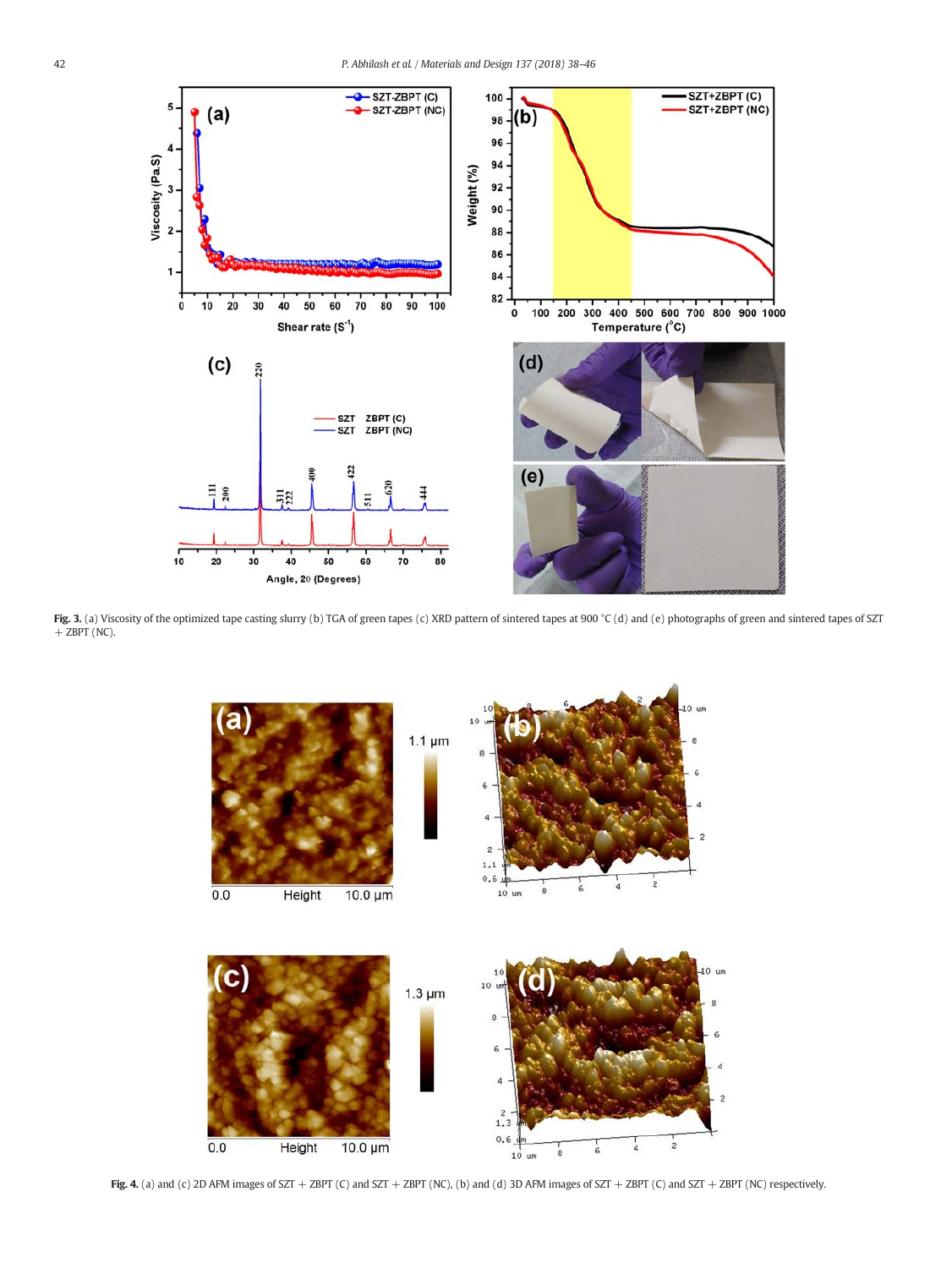**Fig. 3.** (a) Viscosity of the optimized tape casting slurry (b) TGA of green tapes (c) XRD pattern of sintered tapes at 900 °C (d) and (e) photographs of green and sintered tapes of SZT + ZBPT (NC).

**Fig. 4.** (a) and (c) 2D AFM images of SZT + ZBPT (C) and SZT + ZBPT (NC), (b) and (d) 3D AFM images of SZT + ZBPT (C) and SZT + ZBPT (NC) respectively.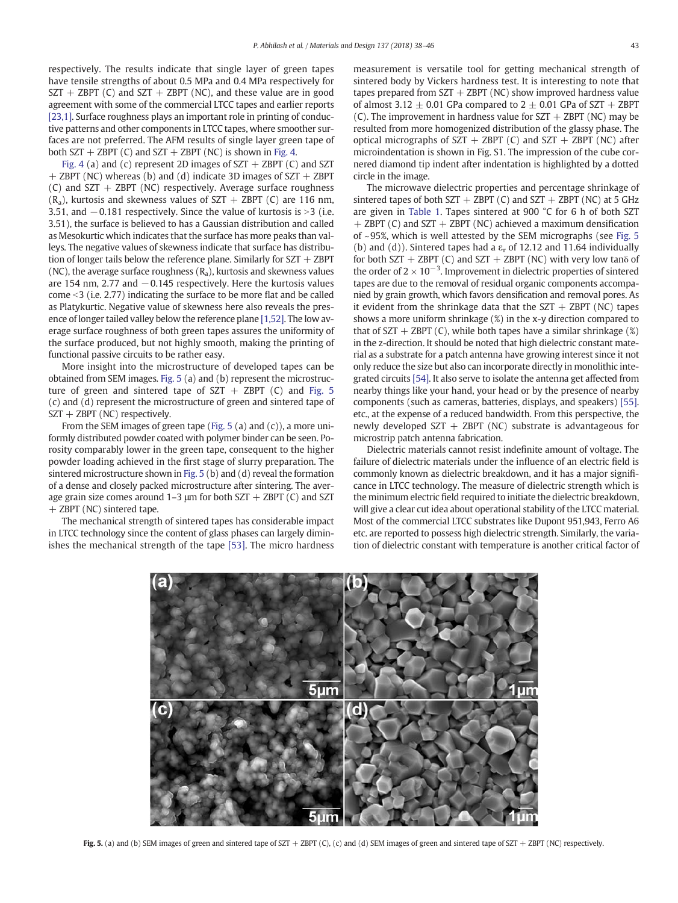respectively. The results indicate that single layer of green tapes have tensile strengths of about 0.5 MPa and 0.4 MPa respectively for SZT + ZBPT (C) and SZT + ZBPT (NC), and these value are in good agreement with some of the commercial LTCC tapes and earlier reports [23,1]. Surface roughness plays an important role in printing of conductive patterns and other components in LTCC tapes, where smoother surfaces are not preferred. The AFM results of single layer green tape of both SZT + ZBPT (C) and SZT + ZBPT (NC) is shown in Fig. 4.

Fig. 4 (a) and (c) represent 2D images of SZT + ZBPT (C) and SZT + ZBPT (NC) whereas (b) and (d) indicate 3D images of SZT + ZBPT (C) and SZT + ZBPT (NC) respectively. Average surface roughness ($R_a$), kurtosis and skewness values of SZT + ZBPT (C) are 116 nm, 3.51, and −0.181 respectively. Since the value of kurtosis is >3 (i.e. 3.51), the surface is believed to has a Gaussian distribution and called as Mesokurtic which indicates that the surface has more peaks than valleys. The negative values of skewness indicate that surface has distribution of longer tails below the reference plane. Similarly for SZT + ZBPT (NC), the average surface roughness ($R_a$), kurtosis and skewness values are 154 nm, 2.77 and −0.145 respectively. Here the kurtosis values come <3 (i.e. 2.77) indicating the surface to be more flat and be called as Platykurtic. Negative value of skewness here also reveals the presence of longer tailed valley below the reference plane [1,52]. The low average surface roughness of both green tapes assures the uniformity of the surface produced, but not highly smooth, making the printing of functional passive circuits to be rather easy.

More insight into the microstructure of developed tapes can be obtained from SEM images. Fig. 5 (a) and (b) represent the microstructure of green and sintered tape of SZT + ZBPT (C) and Fig. 5 (c) and (d) represent the microstructure of green and sintered tape of SZT + ZBPT (NC) respectively.

From the SEM images of green tape (Fig. 5 (a) and (c)), a more uniformly distributed powder coated with polymer binder can be seen. Porosity comparably lower in the green tape, consequent to the higher powder loading achieved in the first stage of slurry preparation. The sintered microstructure shown in Fig. 5 (b) and (d) reveal the formation of a dense and closely packed microstructure after sintering. The average grain size comes around 1–3 μm for both SZT + ZBPT (C) and SZT + ZBPT (NC) sintered tape.

The mechanical strength of sintered tapes has considerable impact in LTCC technology since the content of glass phases can largely diminishes the mechanical strength of the tape [53]. The micro hardness measurement is versatile tool for getting mechanical strength of sintered body by Vickers hardness test. It is interesting to note that tapes prepared from SZT + ZBPT (NC) show improved hardness value of almost 3.12 ± 0.01 GPa compared to 2 ± 0.01 GPa of SZT + ZBPT (C). The improvement in hardness value for SZT + ZBPT (NC) may be resulted from more homogenized distribution of the glassy phase. The optical micrographs of SZT + ZBPT (C) and SZT + ZBPT (NC) after microindentation is shown in Fig. S1. The impression of the cube cornered diamond tip indent after indentation is highlighted by a dotted circle in the image.

The microwave dielectric properties and percentage shrinkage of sintered tapes of both SZT + ZBPT (C) and SZT + ZBPT (NC) at 5 GHz are given in Table 1. Tapes sintered at 900 °C for 6 h of both SZT + ZBPT (C) and SZT + ZBPT (NC) achieved a maximum densification of ~95%, which is well attested by the SEM micrographs (see Fig. 5 (b) and (d)). Sintered tapes had a $\varepsilon_r$ of 12.12 and 11.64 individually for both SZT + ZBPT (C) and SZT + ZBPT (NC) with very low tanδ of the order of $2 \times 10^{-3}$. Improvement in dielectric properties of sintered tapes are due to the removal of residual organic components accompanied by grain growth, which favors densification and removal pores. As it evident from the shrinkage data that the SZT + ZBPT (NC) tapes shows a more uniform shrinkage (%) in the x-y direction compared to that of SZT + ZBPT (C), while both tapes have a similar shrinkage (%) in the z-direction. It should be noted that high dielectric constant material as a substrate for a patch antenna have growing interest since it not only reduce the size but also can incorporate directly in monolithic integrated circuits [54]. It also serve to isolate the antenna get affected from nearby things like your hand, your head or by the presence of nearby components (such as cameras, batteries, displays, and speakers) [55]. etc., at the expense of a reduced bandwidth. From this perspective, the newly developed SZT + ZBPT (NC) substrate is advantageous for microstrip patch antenna fabrication.

Dielectric materials cannot resist indefinite amount of voltage. The failure of dielectric materials under the influence of an electric field is commonly known as dielectric breakdown, and it has a major significance in LTCC technology. The measure of dielectric strength which is the minimum electric field required to initiate the dielectric breakdown, will give a clear cut idea about operational stability of the LTCC material. Most of the commercial LTCC substrates like Dupont 951,943, Ferro A6 etc. are reported to possess high dielectric strength. Similarly, the variation of dielectric constant with temperature is another critical factor of

**Fig. 5.** (a) and (b) SEM images of green and sintered tape of SZT + ZBPT (C), (c) and (d) SEM images of green and sintered tape of SZT + ZBPT (NC) respectively.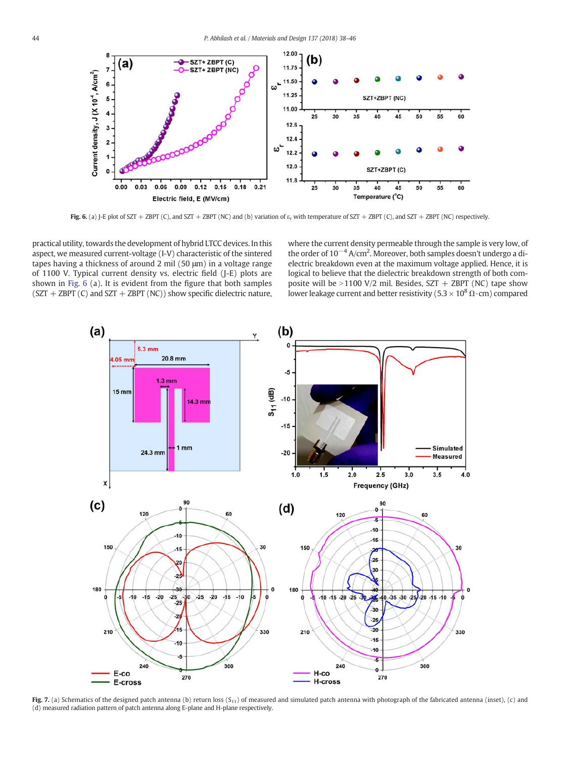Fig. 6. (a) J-E plot of SZT + ZBPT (C), and SZT + ZBPT (NC) and (b) variation of $\varepsilon_r$ with temperature of SZT + ZBPT (C), and SZT + ZBPT (NC) respectively.

practical utility, towards the development of hybrid LTCC devices. In this aspect, we measured current-voltage (I-V) characteristic of the sintered tapes having a thickness of around 2 mil (50 μm) in a voltage range of 1100 V. Typical current density vs. electric field (J-E) plots are shown in Fig. 6 (a). It is evident from the figure that both samples (SZT + ZBPT (C) and SZT + ZBPT (NC)) show specific dielectric nature, where the current density permeable through the sample is very low, of the order of $10^{-4}$ A/cm$^2$. Moreover, both samples doesn't undergo a dielectric breakdown even at the maximum voltage applied. Hence, it is logical to believe that the dielectric breakdown strength of both composite will be >1100 V/2 mil. Besides, SZT + ZBPT (NC) tape show lower leakage current and better resistivity ($5.3 \times 10^8$ Ω·cm) compared

Fig. 7. (a) Schematics of the designed patch antenna (b) return loss ($S_{11}$) of measured and simulated patch antenna with photograph of the fabricated antenna (inset), (c) and (d) measured radiation pattern of patch antenna along E-plane and H-plane respectively.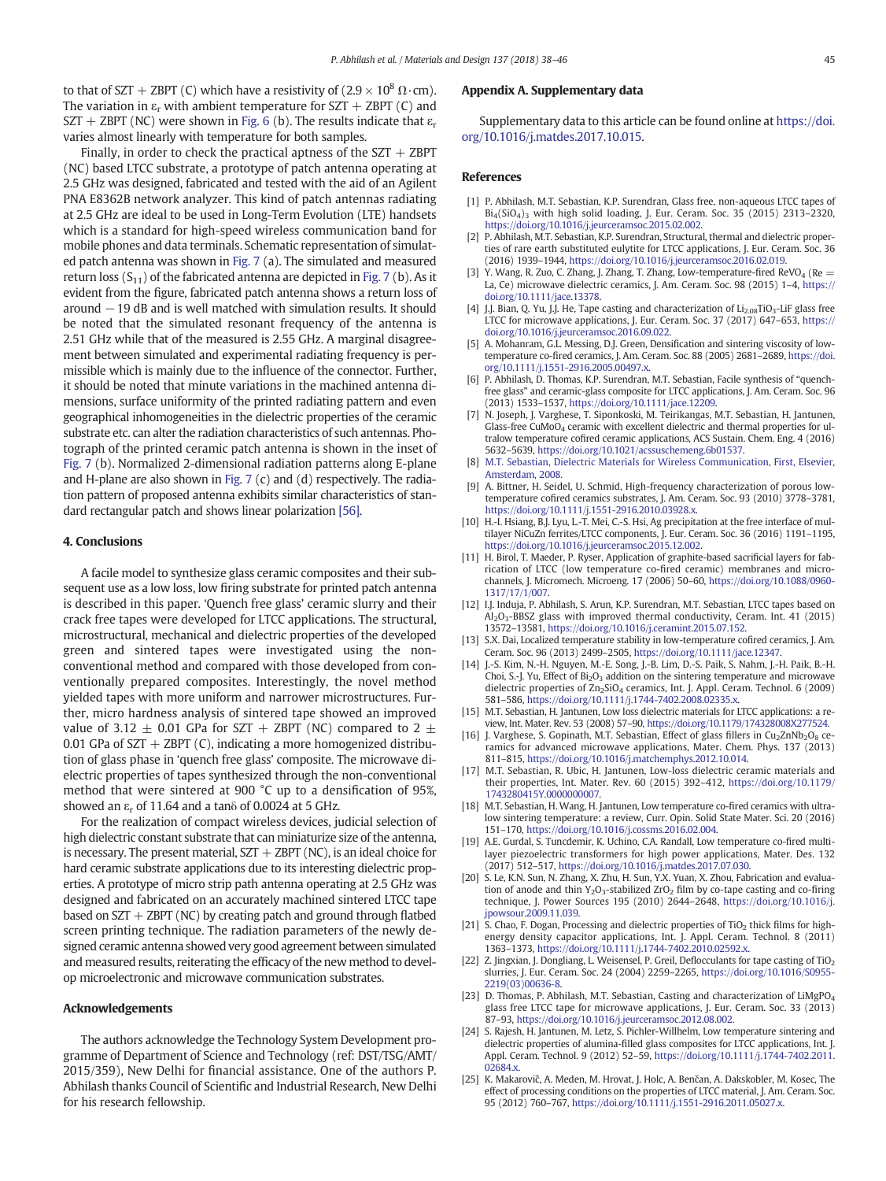to that of SZT + ZBPT (C) which have a resistivity of ($2.9 \times 10^8$ Ω·cm). The variation in $\varepsilon_r$ with ambient temperature for SZT + ZBPT (C) and SZT + ZBPT (NC) were shown in Fig. 6 (b). The results indicate that $\varepsilon_r$ varies almost linearly with temperature for both samples.

Finally, in order to check the practical aptness of the SZT + ZBPT (NC) based LTCC substrate, a prototype of patch antenna operating at 2.5 GHz was designed, fabricated and tested with the aid of an Agilent PNA E8362B network analyzer. This kind of patch antennas radiating at 2.5 GHz are ideal to be used in Long-Term Evolution (LTE) handsets which is a standard for high-speed wireless communication band for mobile phones and data terminals. Schematic representation of simulated patch antenna was shown in Fig. 7 (a). The simulated and measured return loss ($S_{11}$) of the fabricated antenna are depicted in Fig. 7 (b). As it evident from the figure, fabricated patch antenna shows a return loss of around −19 dB and is well matched with simulation results. It should be noted that the simulated resonant frequency of the antenna is 2.51 GHz while that of the measured is 2.55 GHz. A marginal disagreement between simulated and experimental radiating frequency is permissible which is mainly due to the influence of the connector. Further, it should be noted that minute variations in the machined antenna dimensions, surface uniformity of the printed radiating pattern and even geographical inhomogeneities in the dielectric properties of the ceramic substrate etc. can alter the radiation characteristics of such antennas. Photograph of the printed ceramic patch antenna is shown in the inset of Fig. 7 (b). Normalized 2-dimensional radiation patterns along E-plane and H-plane are also shown in Fig. 7 (c) and (d) respectively. The radiation pattern of proposed antenna exhibits similar characteristics of standard rectangular patch and shows linear polarization [56].

## 4. Conclusions

A facile model to synthesize glass ceramic composites and their subsequent use as a low loss, low firing substrate for printed patch antenna is described in this paper. 'Quench free glass' ceramic slurry and their crack free tapes were developed for LTCC applications. The structural, microstructural, mechanical and dielectric properties of the developed green and sintered tapes were investigated using the non-conventional method and compared with those developed from conventionally prepared composites. Interestingly, the novel method yielded tapes with more uniform and narrower microstructures. Further, micro hardness analysis of sintered tape showed an improved value of 3.12 ± 0.01 GPa for SZT + ZBPT (NC) compared to 2 ± 0.01 GPa of SZT + ZBPT (C), indicating a more homogenized distribution of glass phase in 'quench free glass' composite. The microwave dielectric properties of tapes synthesized through the non-conventional method that were sintered at 900 °C up to a densification of 95%, showed an $\varepsilon_r$ of 11.64 and a tanδ of 0.0024 at 5 GHz.

For the realization of compact wireless devices, judicial selection of high dielectric constant substrate that can miniaturize size of the antenna, is necessary. The present material, SZT + ZBPT (NC), is an ideal choice for hard ceramic substrate applications due to its interesting dielectric properties. A prototype of micro strip path antenna operating at 2.5 GHz was designed and fabricated on an accurately machined sintered LTCC tape based on SZT + ZBPT (NC) by creating patch and ground through flatbed screen printing technique. The radiation parameters of the newly designed ceramic antenna showed very good agreement between simulated and measured results, reiterating the efficacy of the new method to develop microelectronic and microwave communication substrates.

## Acknowledgements

The authors acknowledge the Technology System Development programme of Department of Science and Technology (ref: DST/TSG/AMT/2015/359), New Delhi for financial assistance. One of the authors P. Abhilash thanks Council of Scientific and Industrial Research, New Delhi for his research fellowship.

## Appendix A. Supplementary data

Supplementary data to this article can be found online at https://doi.org/10.1016/j.matdes.2017.10.015.

## References

[1] P. Abhilash, M.T. Sebastian, K.P. Surendran, Glass free, non-aqueous LTCC tapes of $Bi_4(SiO_4)_3$ with high solid loading, J. Eur. Ceram. Soc. 35 (2015) 2313–2320, https://doi.org/10.1016/j.jeurceramsoc.2015.02.002.

[2] P. Abhilash, M.T. Sebastian, K.P. Surendran, Structural, thermal and dielectric properties of rare earth substituted eulytite for LTCC applications, J. Eur. Ceram. Soc. 36 (2016) 1939–1944, https://doi.org/10.1016/j.jeurceramsoc.2016.02.019.

[3] Y. Wang, R. Zuo, C. Zhang, J. Zhang, T. Zhang, Low-temperature-fired $ReVO_4$ (Re = La, Ce) microwave dielectric ceramics, J. Am. Ceram. Soc. 98 (2015) 1–4, https://doi.org/10.1111/jace.13378.

[4] J.J. Bian, Q. Yu, J.J. He, Tape casting and characterization of $Li_{2.08}TiO_3$-LiF glass free LTCC for microwave applications, J. Eur. Ceram. Soc. 37 (2017) 647–653, https://doi.org/10.1016/j.jeurceramsoc.2016.09.022.

[5] A. Mohanram, G.L. Messing, D.J. Green, Densification and sintering viscosity of low-temperature co-fired ceramics, J. Am. Ceram. Soc. 88 (2005) 2681–2689, https://doi.org/10.1111/j.1551-2916.2005.00497.x.

[6] P. Abhilash, D. Thomas, K.P. Surendran, M.T. Sebastian, Facile synthesis of "quench-free glass" and ceramic-glass composite for LTCC applications, J. Am. Ceram. Soc. 96 (2013) 1533–1537, https://doi.org/10.1111/jace.12209.

[7] N. Joseph, J. Varghese, T. Siponkoski, M. Teirikangas, M.T. Sebastian, H. Jantunen, Glass-free $CuMoO_4$ ceramic with excellent dielectric and thermal properties for ultralow temperature cofired ceramic applications, ACS Sustain. Chem. Eng. 4 (2016) 5632–5639, https://doi.org/10.1021/acssuschemeng.6b01537.

[8] M.T. Sebastian, Dielectric Materials for Wireless Communication, First, Elsevier, Amsterdam, 2008.

[9] A. Bittner, H. Seidel, U. Schmid, High-frequency characterization of porous low-temperature cofired ceramics substrates, J. Am. Ceram. Soc. 93 (2010) 3778–3781, https://doi.org/10.1111/j.1551-2916.2010.03928.x.

[10] H.-I. Hsiang, B.J. Lyu, L.-T. Mei, C.-S. Hsi, Ag precipitation at the free interface of multilayer NiCuZn ferrites/LTCC components, J. Eur. Ceram. Soc. 36 (2016) 1191–1195, https://doi.org/10.1016/j.jeurceramsoc.2015.12.002.

[11] H. Birol, T. Maeder, P. Ryser, Application of graphite-based sacrificial layers for fabrication of LTCC (low temperature co-fired ceramic) membranes and micro-channels, J. Micromech. Microeng. 17 (2006) 50–60, https://doi.org/10.1088/0960-1317/17/1/007.

[12] I.J. Induja, P. Abhilash, S. Arun, K.P. Surendran, M.T. Sebastian, LTCC tapes based on $Al_2O_3$-BBSZ glass with improved thermal conductivity, Ceram. Int. 41 (2015) 13572–13581, https://doi.org/10.1016/j.ceramint.2015.07.152.

[13] S.X. Dai, Localized temperature stability in low-temperature cofired ceramics, J. Am. Ceram. Soc. 96 (2013) 2499–2505, https://doi.org/10.1111/jace.12347.

[14] J.-S. Kim, N.-H. Nguyen, M.-E. Song, J.-B. Lim, D.-S. Paik, S. Nahm, J.-H. Paik, B.-H. Choi, S.-J. Yu, Effect of $Bi_2O_3$ addition on the sintering temperature and microwave dielectric properties of $Zn_2SiO_4$ ceramics, Int. J. Appl. Ceram. Technol. 6 (2009) 581–586, https://doi.org/10.1111/j.1744-7402.2008.02335.x.

[15] M.T. Sebastian, H. Jantunen, Low loss dielectric materials for LTCC applications: a review, Int. Mater. Rev. 53 (2008) 57–90, https://doi.org/10.1179/174328008X277524.

[16] J. Varghese, S. Gopinath, M.T. Sebastian, Effect of glass fillers in $Cu_2ZnNb_2O_8$ ceramics for advanced microwave applications, Mater. Chem. Phys. 137 (2013) 811–815, https://doi.org/10.1016/j.matchemphys.2012.10.014.

[17] M.T. Sebastian, R. Ubic, H. Jantunen, Low-loss dielectric ceramic materials and their properties, Int. Mater. Rev. 60 (2015) 392–412, https://doi.org/10.1179/1743280415Y.0000000007.

[18] M.T. Sebastian, H. Wang, H. Jantunen, Low temperature co-fired ceramics with ultra-low sintering temperature: a review, Curr. Opin. Solid State Mater. Sci. 20 (2016) 151–170, https://doi.org/10.1016/j.cossms.2016.02.004.

[19] A.E. Gurdal, S. Tuncdemir, K. Uchino, C.A. Randall, Low temperature co-fired multilayer piezoelectric transformers for high power applications, Mater. Des. 132 (2017) 512–517, https://doi.org/10.1016/j.matdes.2017.07.030.

[20] S. Le, K.N. Sun, N. Zhang, X. Zhu, H. Sun, Y.X. Yuan, X. Zhou, Fabrication and evaluation of anode and thin $Y_2O_3$-stabilized $ZrO_2$ film by co-tape casting and co-firing technique, J. Power Sources 195 (2010) 2644–2648, https://doi.org/10.1016/j.jpowsour.2009.11.039.

[21] S. Chao, F. Dogan, Processing and dielectric properties of $TiO_2$ thick films for high-energy density capacitor applications, Int. J. Appl. Ceram. Technol. 8 (2011) 1363–1373, https://doi.org/10.1111/j.1744-7402.2010.02592.x.

[22] Z. Jingxian, J. Dongliang, L. Weisensel, P. Greil, Deflocculants for tape casting of $TiO_2$ slurries, J. Eur. Ceram. Soc. 24 (2004) 2259–2265, https://doi.org/10.1016/S0955-2219(03)00636-8.

[23] D. Thomas, P. Abhilash, M.T. Sebastian, Casting and characterization of $LiMgPO_4$ glass free LTCC tape for microwave applications, J. Eur. Ceram. Soc. 33 (2013) 87–93, https://doi.org/10.1016/j.jeurceramsoc.2012.08.002.

[24] S. Rajesh, H. Jantunen, M. Letz, S. Pichler-Willhelm, Low temperature sintering and dielectric properties of alumina-filled glass composites for LTCC applications, Int. J. Appl. Ceram. Technol. 9 (2012) 52–59, https://doi.org/10.1111/j.1744-7402.2011.02684.x.

[25] K. Makarovič, A. Meden, M. Hrovat, J. Holc, A. Benčan, A. Dakskobler, M. Kosec, The effect of processing conditions on the properties of LTCC material, J. Am. Ceram. Soc. 95 (2012) 760–767, https://doi.org/10.1111/j.1551-2916.2011.05027.x.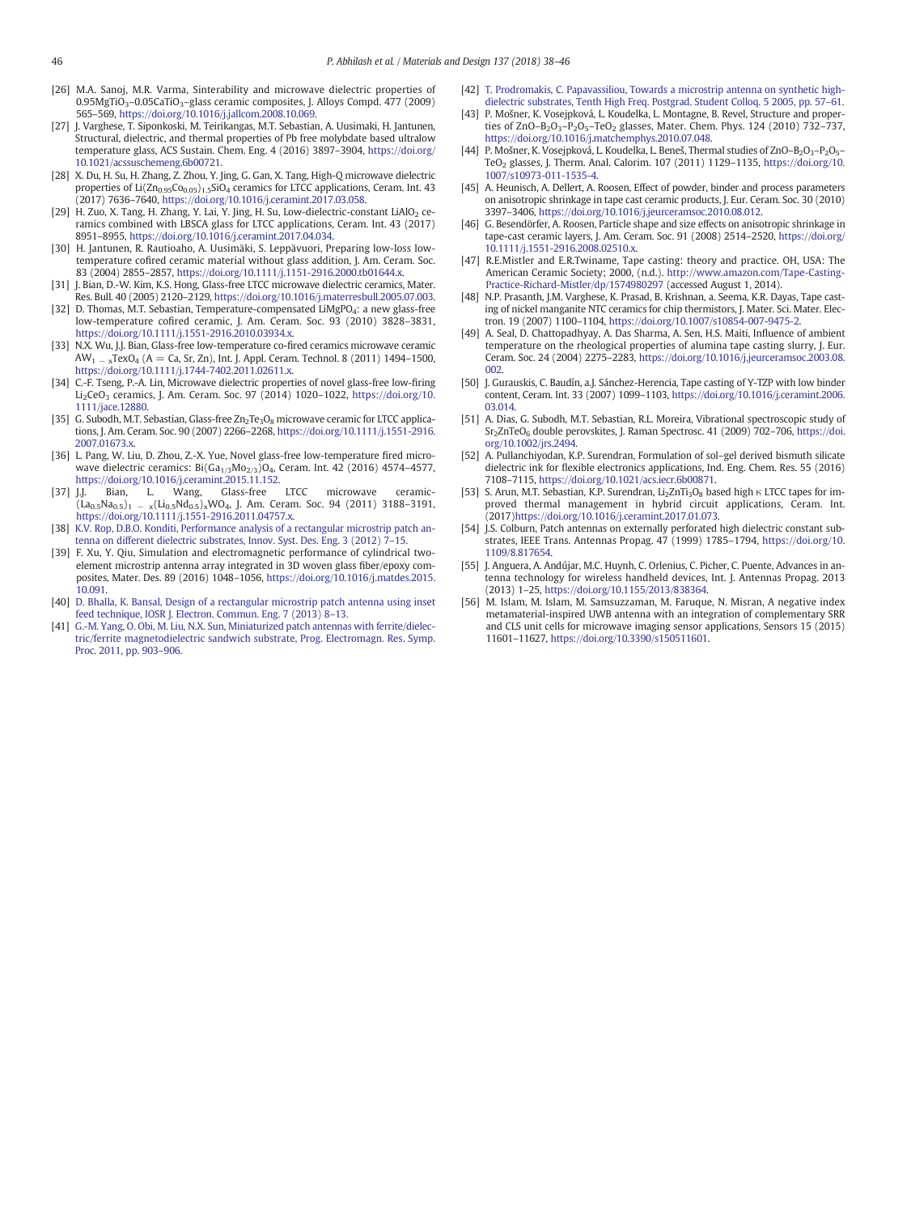[26] M.A. Sanoj, M.R. Varma, Sinterability and microwave dielectric properties of $0.95MgTiO_3$–$0.05CaTiO_3$–glass ceramic composites, J. Alloys Compd. 477 (2009) 565–569, https://doi.org/10.1016/j.jallcom.2008.10.069.

[27] J. Varghese, T. Siponkoski, M. Teirikangas, M.T. Sebastian, A. Uusimaki, H. Jantunen, Structural, dielectric, and thermal properties of Pb free molybdate based ultralow temperature glass, ACS Sustain. Chem. Eng. 4 (2016) 3897–3904, https://doi.org/10.1021/acssuschemeng.6b00721.

[28] X. Du, H. Su, H. Zhang, Z. Zhou, Y. Jing, G. Gan, X. Tang, High-Q microwave dielectric properties of $Li(Zn_{0.95}Co_{0.05})_{1.5}SiO_4$ ceramics for LTCC applications, Ceram. Int. 43 (2017) 7636–7640, https://doi.org/10.1016/j.ceramint.2017.03.058.

[29] H. Zuo, X. Tang, H. Zhang, Y. Lai, Y. Jing, H. Su, Low-dielectric-constant $LiAlO_2$ ceramics combined with LBSCA glass for LTCC applications, Ceram. Int. 43 (2017) 8951–8955, https://doi.org/10.1016/j.ceramint.2017.04.034.

[30] H. Jantunen, R. Rautioaho, A. Uusimäki, S. Leppävuori, Preparing low-loss low-temperature cofired ceramic material without glass addition, J. Am. Ceram. Soc. 83 (2004) 2855–2857, https://doi.org/10.1111/j.1151-2916.2000.tb01644.x.

[31] J. Bian, D.-W. Kim, K.S. Hong, Glass-free LTCC microwave dielectric ceramics, Mater. Res. Bull. 40 (2005) 2120–2129, https://doi.org/10.1016/j.materresbull.2005.07.003.

[32] D. Thomas, M.T. Sebastian, Temperature-compensated $LiMgPO_4$: a new glass-free low-temperature cofired ceramic, J. Am. Ceram. Soc. 93 (2010) 3828–3831, https://doi.org/10.1111/j.1551-2916.2010.03934.x.

[33] N.X. Wu, J.J. Bian, Glass-free low-temperature co-fired ceramics microwave ceramic $AW_{1-x}TexO_4$ (A = Ca, Sr, Zn), Int. J. Appl. Ceram. Technol. 8 (2011) 1494–1500, https://doi.org/10.1111/j.1744-7402.2011.02611.x.

[34] C.-F. Tseng, P.-A. Lin, Microwave dielectric properties of novel glass-free low-firing $Li_2CeO_3$ ceramics, J. Am. Ceram. Soc. 97 (2014) 1020–1022, https://doi.org/10.1111/jace.12880.

[35] G. Subodh, M.T. Sebastian, Glass-free $Zn_2Te_3O_8$ microwave ceramic for LTCC applications, J. Am. Ceram. Soc. 90 (2007) 2266–2268, https://doi.org/10.1111/j.1551-2916.2007.01673.x.

[36] L. Pang, W. Liu, D. Zhou, Z.-X. Yue, Novel glass-free low-temperature fired microwave dielectric ceramics: $Bi(Ga_{1/3}Mo_{2/3})O_4$, Ceram. Int. 42 (2016) 4574–4577, https://doi.org/10.1016/j.ceramint.2015.11.152.

[37] J.J. Bian, L. Wang, Glass-free LTCC microwave ceramic-$(La_{0.5}Na_{0.5})_{1-x}(Li_{0.5}Nd_{0.5})_xWO_4$, J. Am. Ceram. Soc. 94 (2011) 3188–3191, https://doi.org/10.1111/j.1551-2916.2011.04757.x.

[38] K.V. Rop, D.B.O. Konditi, Performance analysis of a rectangular microstrip patch antenna on different dielectric substrates, Innov. Syst. Des. Eng. 3 (2012) 7–15.

[39] F. Xu, Y. Qiu, Simulation and electromagnetic performance of cylindrical two-element microstrip antenna array integrated in 3D woven glass fiber/epoxy composites, Mater. Des. 89 (2016) 1048–1056, https://doi.org/10.1016/j.matdes.2015.10.091.

[40] D. Bhalla, K. Bansal, Design of a rectangular microstrip patch antenna using inset feed technique, IOSR J. Electron. Commun. Eng. 7 (2013) 8–13.

[41] G.-M. Yang, O. Obi, M. Liu, N.X. Sun, Miniaturized patch antennas with ferrite/dielectric/ferrite magnetodielectric sandwich substrate, Prog. Electromagn. Res. Symp. Proc. 2011, pp. 903–906.

[42] T. Prodromakis, C. Papavassiliou, Towards a microstrip antenna on synthetic high-dielectric substrates, Tenth High Freq. Postgrad. Student Colloq. 5 2005, pp. 57–61.

[43] P. Mošner, K. Vosejpková, L. Koudelka, L. Montagne, B. Revel, Structure and properties of $ZnO$–$B_2O_3$–$P_2O_5$–$TeO_2$ glasses, Mater. Chem. Phys. 124 (2010) 732–737, https://doi.org/10.1016/j.matchemphys.2010.07.048.

[44] P. Mošner, K. Vosejpková, L. Koudelka, L. Beneš, Thermal studies of $ZnO$–$B_2O_3$–$P_2O_5$–$TeO_2$ glasses, J. Therm. Anal. Calorim. 107 (2011) 1129–1135, https://doi.org/10.1007/s10973-011-1535-4.

[45] A. Heunisch, A. Dellert, A. Roosen, Effect of powder, binder and process parameters on anisotropic shrinkage in tape cast ceramic products, J. Eur. Ceram. Soc. 30 (2010) 3397–3406, https://doi.org/10.1016/j.jeurceramsoc.2010.08.012.

[46] G. Besendörfer, A. Roosen, Particle shape and size effects on anisotropic shrinkage in tape-cast ceramic layers, J. Am. Ceram. Soc. 91 (2008) 2514–2520, https://doi.org/10.1111/j.1551-2916.2008.02510.x.

[47] R.E.Mistler and E.R.Twiname, Tape casting: theory and practice. OH, USA: The American Ceramic Society; 2000, (n.d.). http://www.amazon.com/Tape-Casting-Practice-Richard-Mistler/dp/1574980297 (accessed August 1, 2014).

[48] N.P. Prasanth, J.M. Varghese, K. Prasad, B. Krishnan, a. Seema, K.R. Dayas, Tape casting of nickel manganite NTC ceramics for chip thermistors, J. Mater. Sci. Mater. Electron. 19 (2007) 1100–1104, https://doi.org/10.1007/s10854-007-9475-2.

[49] A. Seal, D. Chattopadhyay, A. Das Sharma, A. Sen, H.S. Maiti, Influence of ambient temperature on the rheological properties of alumina tape casting slurry, J. Eur. Ceram. Soc. 24 (2004) 2275–2283, https://doi.org/10.1016/j.jeurceramsoc.2003.08.002.

[50] J. Gurauskis, C. Baudín, a.J. Sánchez-Herencia, Tape casting of Y-TZP with low binder content, Ceram. Int. 33 (2007) 1099–1103, https://doi.org/10.1016/j.ceramint.2006.03.014.

[51] A. Dias, G. Subodh, M.T. Sebastian, R.L. Moreira, Vibrational spectroscopic study of $Sr_2ZnTeO_6$ double perovskites, J. Raman Spectrosc. 41 (2009) 702–706, https://doi.org/10.1002/jrs.2494.

[52] A. Pullanchiyodan, K.P. Surendran, Formulation of sol–gel derived bismuth silicate dielectric ink for flexible electronics applications, Ind. Eng. Chem. Res. 55 (2016) 7108–7115, https://doi.org/10.1021/acs.iecr.6b00871.

[53] S. Arun, M.T. Sebastian, K.P. Surendran, $Li_2ZnTi_3O_8$ based high κ LTCC tapes for improved thermal management in hybrid circuit applications, Ceram. Int. (2017)https://doi.org/10.1016/j.ceramint.2017.01.073.

[54] J.S. Colburn, Patch antennas on externally perforated high dielectric constant substrates, IEEE Trans. Antennas Propag. 47 (1999) 1785–1794, https://doi.org/10.1109/8.817654.

[55] J. Anguera, A. Andújar, M.C. Huynh, C. Orlenius, C. Picher, C. Puente, Advances in antenna technology for wireless handheld devices, Int. J. Antennas Propag. 2013 (2013) 1–25, https://doi.org/10.1155/2013/838364.

[56] M. Islam, M. Islam, M. Samsuzzaman, M. Faruque, N. Misran, A negative index metamaterial-inspired UWB antenna with an integration of complementary SRR and CLS unit cells for microwave imaging sensor applications, Sensors 15 (2015) 11601–11627, https://doi.org/10.3390/s150511601.